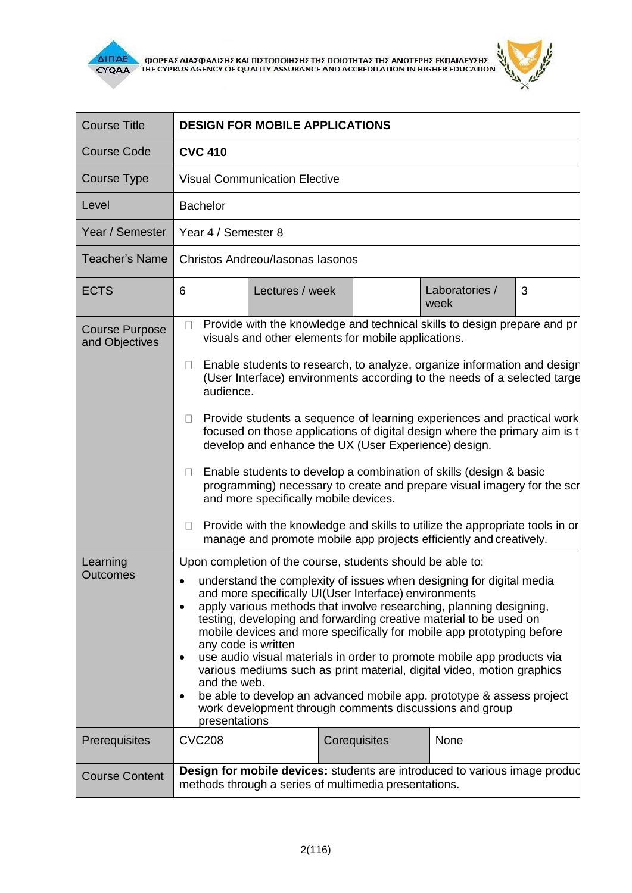| Course Title | **DESIGN FOR MOBILE APPLICATIONS** | | | | |
|---|---|---|---|---|---|
| Course Code | **CVC 410** | | | | |
| Course Type | Visual Communication Elective | | | | |
| Level | Bachelor | | | | |
| Year / Semester | Year 4 / Semester 8 | | | | |
| Teacher's Name | Christos Andreou/Iasonas Iasonos | | | | |
| ECTS | 6 | Lectures / week | | Laboratories / week | 3 |
| Course Purpose and Objectives | • Provide with the knowledge and technical skills to design prepare and pr visuals and other elements for mobile applications.<br><br>• Enable students to research, to analyze, organize information and design (User Interface) environments according to the needs of a selected targe audience.<br><br>• Provide students a sequence of learning experiences and practical work focused on those applications of digital design where the primary aim is t develop and enhance the UX (User Experience) design.<br><br>• Enable students to develop a combination of skills (design & basic programming) necessary to create and prepare visual imagery for the scr and more specifically mobile devices.<br><br>• Provide with the knowledge and skills to utilize the appropriate tools in or manage and promote mobile app projects efficiently and creatively. | | | | |
| Learning Outcomes | Upon completion of the course, students should be able to:<br><br>• understand the complexity of issues when designing for digital media and more specifically UI(User Interface) environments<br>• apply various methods that involve researching, planning designing, testing, developing and forwarding creative material to be used on mobile devices and more specifically for mobile app prototyping before any code is written<br>• use audio visual materials in order to promote mobile app products via various mediums such as print material, digital video, motion graphics and the web.<br>• be able to develop an advanced mobile app. prototype & assess project work development through comments discussions and group presentations | | | | |
| Prerequisites | CVC208 | | Corequisites | None | |
| Course Content | **Design for mobile devices:** students are introduced to various image produc methods through a series of multimedia presentations. | | | | |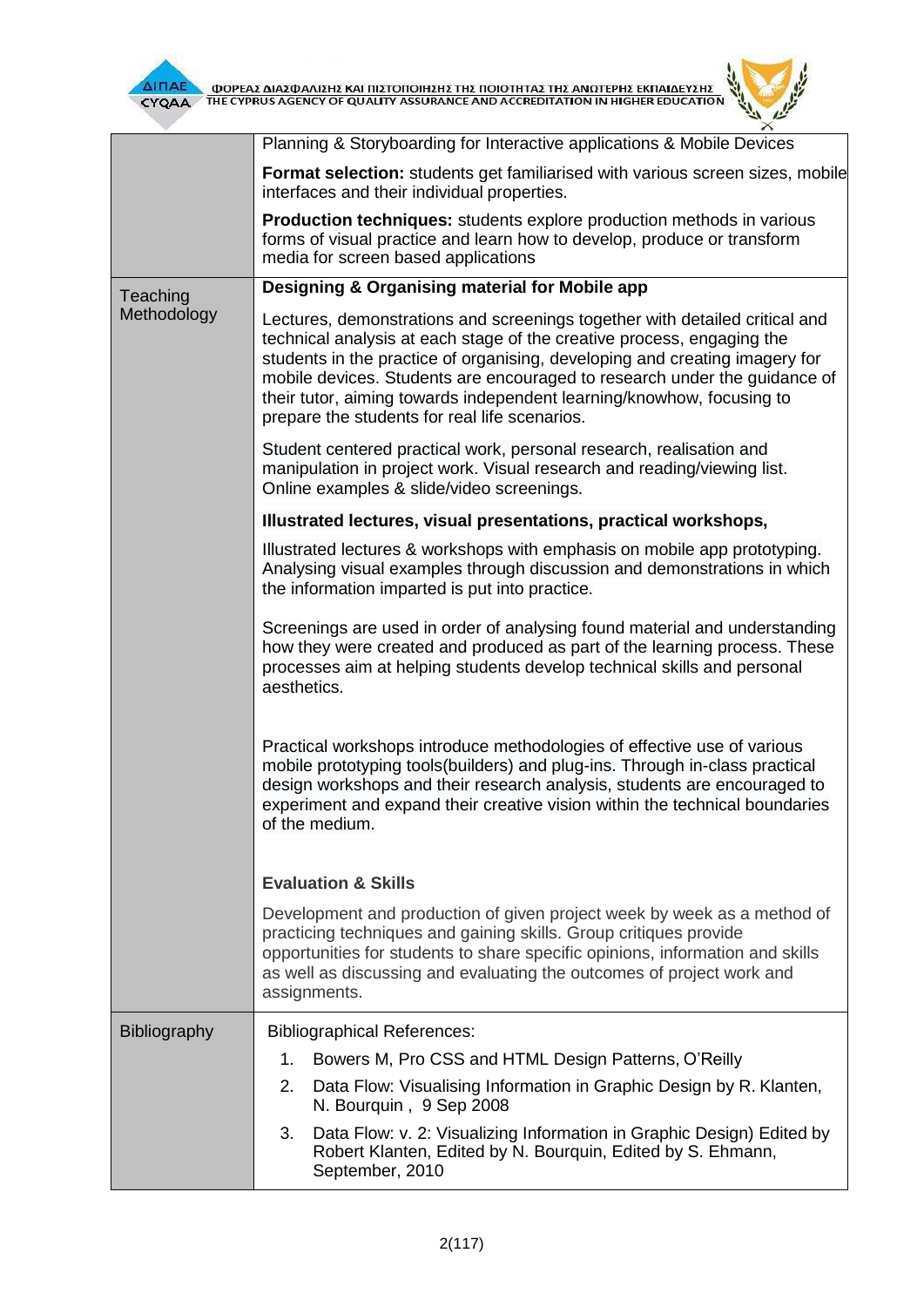| | |
|---|---|
| | Planning & Storyboarding for Interactive applications & Mobile Devices<br><br>**Format selection:** students get familiarised with various screen sizes, mobile interfaces and their individual properties.<br><br>**Production techniques:** students explore production methods in various forms of visual practice and learn how to develop, produce or transform media for screen based applications |
| Teaching Methodology | **Designing & Organising material for Mobile app**<br><br>Lectures, demonstrations and screenings together with detailed critical and technical analysis at each stage of the creative process, engaging the students in the practice of organising, developing and creating imagery for mobile devices. Students are encouraged to research under the guidance of their tutor, aiming towards independent learning/knowhow, focusing to prepare the students for real life scenarios.<br><br>Student centered practical work, personal research, realisation and manipulation in project work. Visual research and reading/viewing list. Online examples & slide/video screenings.<br><br>**Illustrated lectures, visual presentations, practical workshops,**<br><br>Illustrated lectures & workshops with emphasis on mobile app prototyping. Analysing visual examples through discussion and demonstrations in which the information imparted is put into practice.<br><br>Screenings are used in order of analysing found material and understanding how they were created and produced as part of the learning process. These processes aim at helping students develop technical skills and personal aesthetics.<br><br>Practical workshops introduce methodologies of effective use of various mobile prototyping tools(builders) and plug-ins. Through in-class practical design workshops and their research analysis, students are encouraged to experiment and expand their creative vision within the technical boundaries of the medium.<br><br>**Evaluation & Skills**<br><br>Development and production of given project week by week as a method of practicing techniques and gaining skills. Group critiques provide opportunities for students to share specific opinions, information and skills as well as discussing and evaluating the outcomes of project work and assignments. |
| Bibliography | Bibliographical References:<br><br>1. Bowers M, Pro CSS and HTML Design Patterns, O'Reilly<br>2. Data Flow: Visualising Information in Graphic Design by R. Klanten, N. Bourquin , 9 Sep 2008<br>3. Data Flow: v. 2: Visualizing Information in Graphic Design) Edited by Robert Klanten, Edited by N. Bourquin, Edited by S. Ehmann, September, 2010 |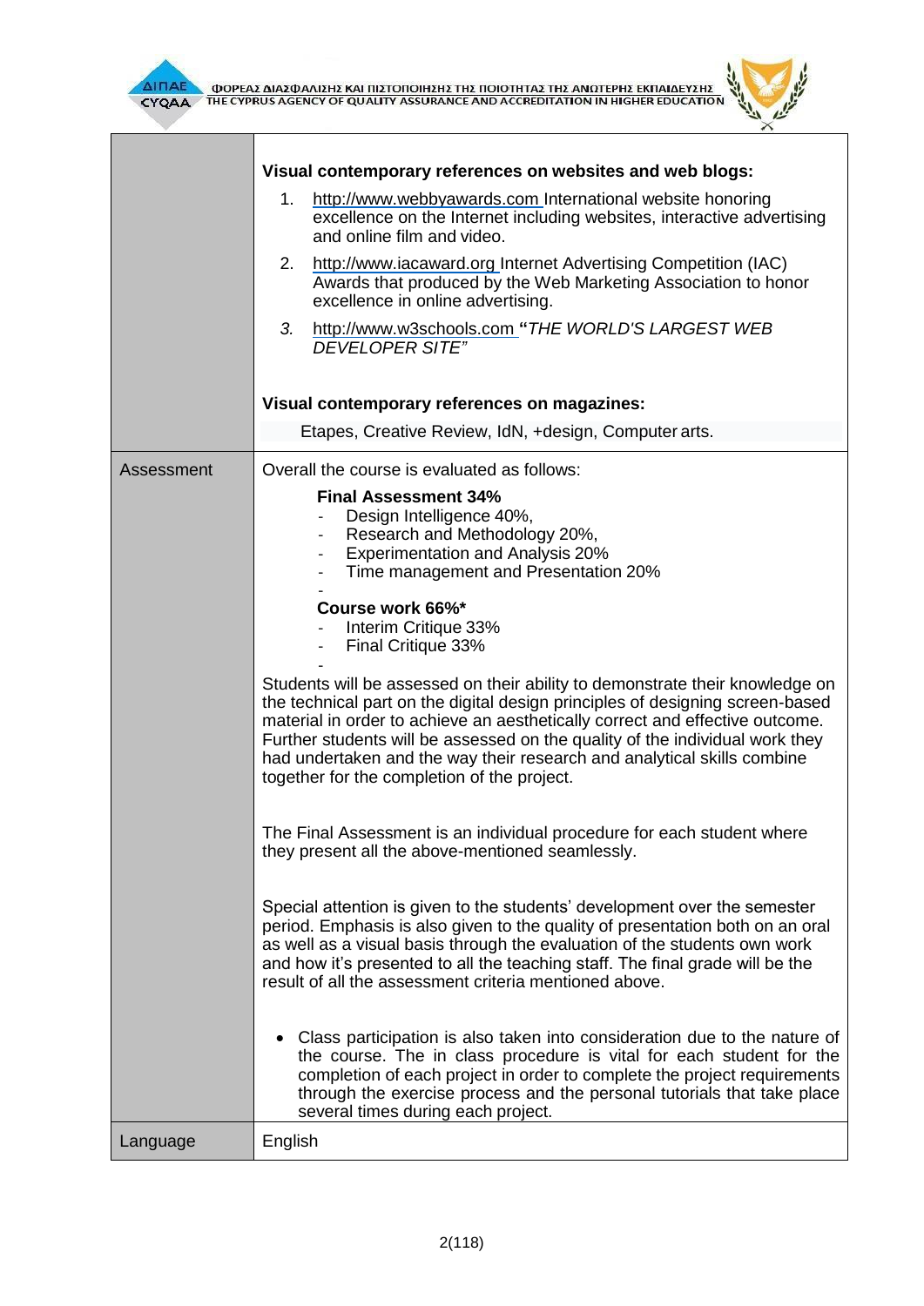| | |
|---|---|
| | **Visual contemporary references on websites and web blogs:**<br>1. http://www.webbyawards.com International website honoring excellence on the Internet including websites, interactive advertising and online film and video.<br>2. http://www.iacaward.org Internet Advertising Competition (IAC) Awards that produced by the Web Marketing Association to honor excellence in online advertising.<br>3. http://www.w3schools.com **"***THE WORLD'S LARGEST WEB DEVELOPER SITE"*<br><br>**Visual contemporary references on magazines:**<br>Etapes, Creative Review, IdN, +design, Computer arts. |
| Assessment | Overall the course is evaluated as follows:<br>**Final Assessment 34%**<br>- Design Intelligence 40%,<br>- Research and Methodology 20%,<br>- Experimentation and Analysis 20%<br>- Time management and Presentation 20%<br>-<br>**Course work 66%***<br>- Interim Critique 33%<br>- Final Critique 33%<br>-<br>Students will be assessed on their ability to demonstrate their knowledge on the technical part on the digital design principles of designing screen-based material in order to achieve an aesthetically correct and effective outcome. Further students will be assessed on the quality of the individual work they had undertaken and the way their research and analytical skills combine together for the completion of the project.<br><br>The Final Assessment is an individual procedure for each student where they present all the above-mentioned seamlessly.<br><br>Special attention is given to the students' development over the semester period. Emphasis is also given to the quality of presentation both on an oral as well as a visual basis through the evaluation of the students own work and how it's presented to all the teaching staff. The final grade will be the result of all the assessment criteria mentioned above.<br><br>• Class participation is also taken into consideration due to the nature of the course. The in class procedure is vital for each student for the completion of each project in order to complete the project requirements through the exercise process and the personal tutorials that take place several times during each project. |
| Language | English |